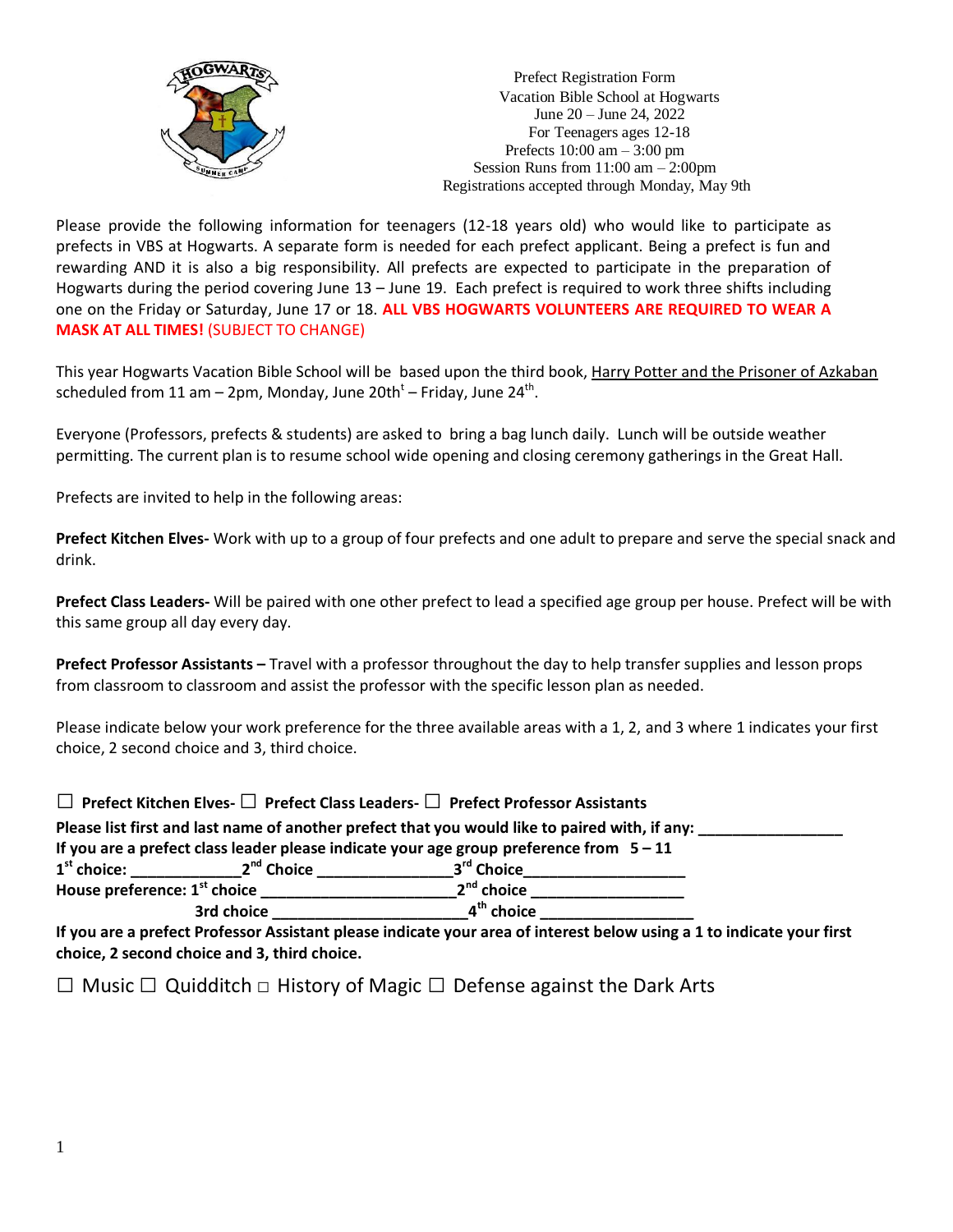Prefect Registration Form
Vacation Bible School at Hogwarts
June 20 – June 24, 2022
For Teenagers ages 12-18
Prefects 10:00 am – 3:00 pm
Session Runs from 11:00 am – 2:00pm
Registrations accepted through Monday, May 9th

Please provide the following information for teenagers (12-18 years old) who would like to participate as prefects in VBS at Hogwarts. A separate form is needed for each prefect applicant. Being a prefect is fun and rewarding AND it is also a big responsibility. All prefects are expected to participate in the preparation of Hogwarts during the period covering June 13 – June 19. Each prefect is required to work three shifts including one on the Friday or Saturday, June 17 or 18. **ALL VBS HOGWARTS VOLUNTEERS ARE REQUIRED TO WEAR A MASK AT ALL TIMES!** (SUBJECT TO CHANGE)

This year Hogwarts Vacation Bible School will be based upon the third book, Harry Potter and the Prisoner of Azkaban scheduled from 11 am – 2pm, Monday, June 20th[t] – Friday, June 24th.

Everyone (Professors, prefects & students) are asked to bring a bag lunch daily. Lunch will be outside weather permitting. The current plan is to resume school wide opening and closing ceremony gatherings in the Great Hall.

Prefects are invited to help in the following areas:

**Prefect Kitchen Elves-** Work with up to a group of four prefects and one adult to prepare and serve the special snack and drink.

**Prefect Class Leaders-** Will be paired with one other prefect to lead a specified age group per house. Prefect will be with this same group all day every day.

**Prefect Professor Assistants –** Travel with a professor throughout the day to help transfer supplies and lesson props from classroom to classroom and assist the professor with the specific lesson plan as needed.

Please indicate below your work preference for the three available areas with a 1, 2, and 3 where 1 indicates your first choice, 2 second choice and 3, third choice.

☐ **Prefect Kitchen Elves-** ☐ **Prefect Class Leaders-** ☐ **Prefect Professor Assistants**

**Please list first and last name of another prefect that you would like to paired with, if any:** ________________

**If you are a prefect class leader please indicate your age group preference from 5 – 11**

**1st choice:** _____________ **2nd Choice** ________________ **3rd Choice** __________________

**House preference: 1st choice** ______________________ **2nd choice** __________________

**3rd choice** ______________________ **4th choice** __________________

**If you are a prefect Professor Assistant please indicate your area of interest below using a 1 to indicate your first choice, 2 second choice and 3, third choice.**

☐ Music ☐ Quidditch ☐ History of Magic ☐ Defense against the Dark Arts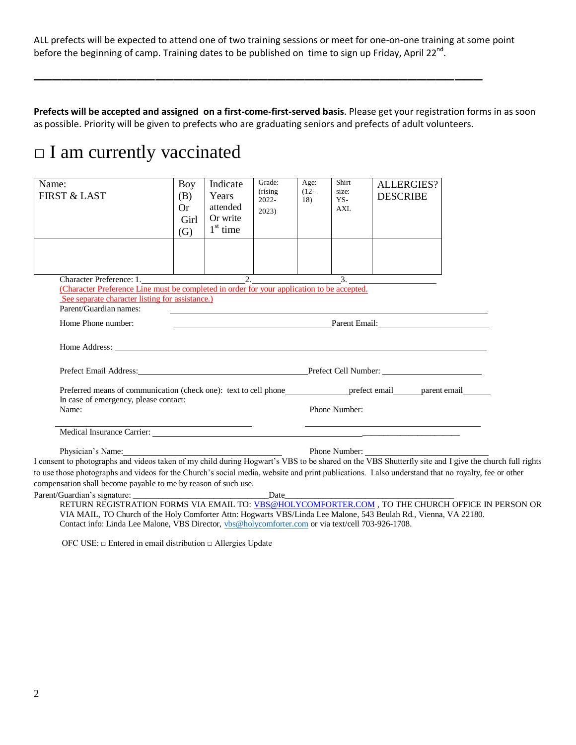ALL prefects will be expected to attend one of two training sessions or meet for one-on-one training at some point before the beginning of camp. Training dates to be published on time to sign up Friday, April 22nd.

---

**Prefects will be accepted and assigned on a first-come-first-served basis**. Please get your registration forms in as soon as possible. Priority will be given to prefects who are graduating seniors and prefects of adult volunteers.

# □ I am currently vaccinated

| Name: FIRST & LAST | Boy (B) Or Girl (G) | Indicate Years attended Or write 1st time | Grade: (rising 2022-2023) | Age: (12-18) | Shirt size: YS-AXL | ALLERGIES? DESCRIBE |
|---|---|---|---|---|---|---|
| | | | | | | |

Character Preference: 1.____________________ 2.____________________ 3.____________________

(Character Preference Line must be completed in order for your application to be accepted. See separate character listing for assistance.)

Parent/Guardian names: ____________________________________________

Home Phone number: ____________________ Parent Email: ____________________

Home Address: ____________________________________________

Prefect Email Address: ____________________ Prefect Cell Number: ____________________

Preferred means of communication (check one): text to cell phone__________ prefect email______ parent email______

In case of emergency, please contact:

Name: ____________________ Phone Number: ____________________

Medical Insurance Carrier: ____________________________________________

Physician's Name: ____________________ Phone Number: ____________________

I consent to photographs and videos taken of my child during Hogwart's VBS to be shared on the VBS Shutterfly site and I give the church full rights to use those photographs and videos for the Church's social media, website and print publications. I also understand that no royalty, fee or other compensation shall become payable to me by reason of such use.

Parent/Guardian's signature: ______________________________ Date______________________________

RETURN REGISTRATION FORMS VIA EMAIL TO: VBS@HOLYCOMFORTER.COM , TO THE CHURCH OFFICE IN PERSON OR VIA MAIL, TO Church of the Holy Comforter Attn: Hogwarts VBS/Linda Lee Malone, 543 Beulah Rd., Vienna, VA 22180.
Contact info: Linda Lee Malone, VBS Director, vbs@holycomforter.com or via text/cell 703-926-1708.

OFC USE: □ Entered in email distribution □ Allergies Update